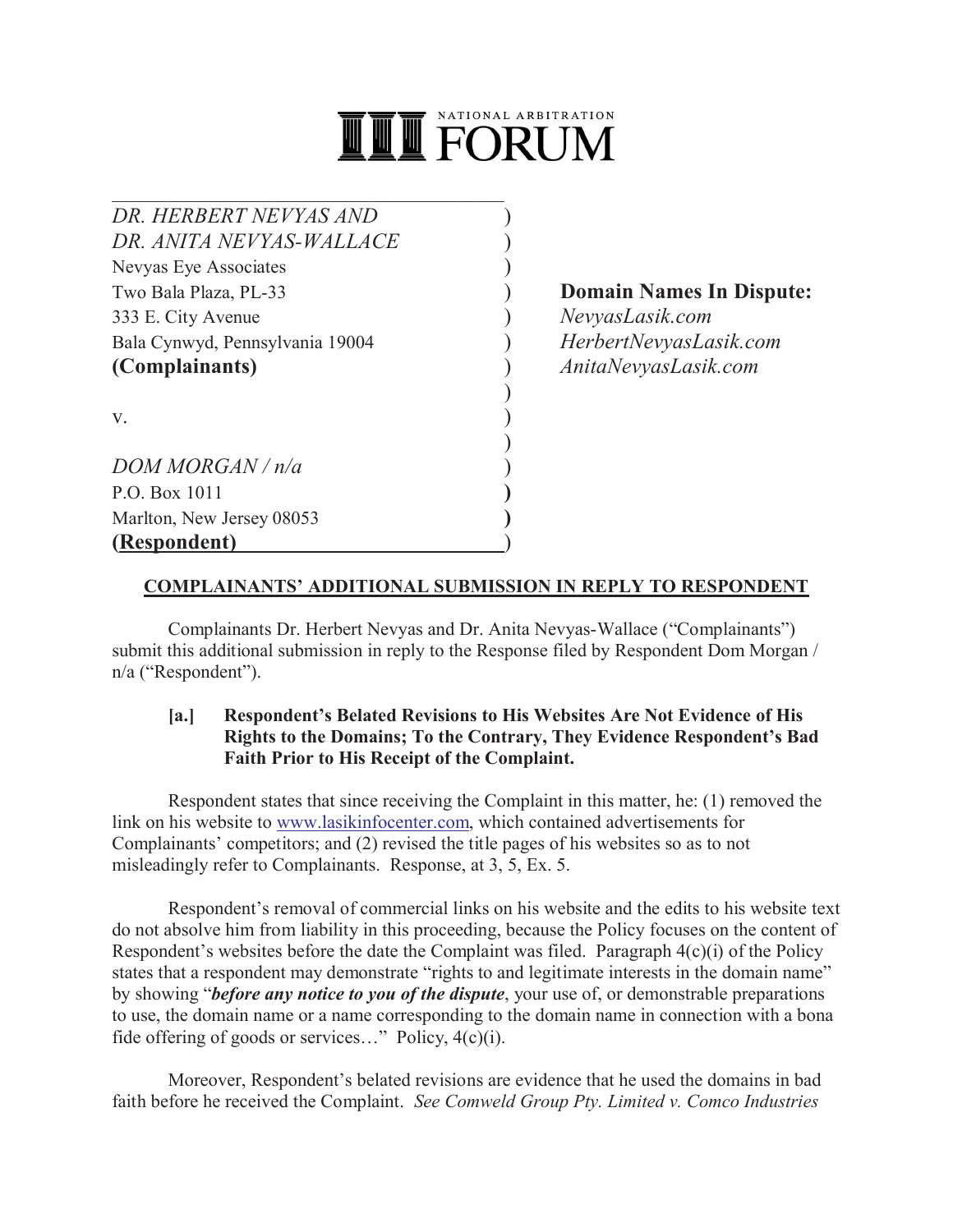NATIONAL ARBITRATION FORUM

| | |
|---|---|
| *DR. HERBERT NEVYAS AND* | |
| *DR. ANITA NEVYAS-WALLACE* | |
| Nevyas Eye Associates | |
| Two Bala Plaza, PL-33 | **Domain Names In Dispute:** |
| 333 E. City Avenue | *NevyasLasik.com* |
| Bala Cynwyd, Pennsylvania 19004 | *HerbertNevyasLasik.com* |
| **(Complainants)** | *AnitaNevyasLasik.com* |
| | |
| v. | |
| | |
| *DOM MORGAN / n/a* | |
| P.O. Box 1011 | |
| Marlton, New Jersey 08053 | |
| **(Respondent)** | |

## COMPLAINANTS' ADDITIONAL SUBMISSION IN REPLY TO RESPONDENT

Complainants Dr. Herbert Nevyas and Dr. Anita Nevyas-Wallace ("Complainants") submit this additional submission in reply to the Response filed by Respondent Dom Morgan / n/a ("Respondent").

### [a.] Respondent's Belated Revisions to His Websites Are Not Evidence of His Rights to the Domains; To the Contrary, They Evidence Respondent's Bad Faith Prior to His Receipt of the Complaint.

Respondent states that since receiving the Complaint in this matter, he: (1) removed the link on his website to www.lasikinfocenter.com, which contained advertisements for Complainants' competitors; and (2) revised the title pages of his websites so as to not misleadingly refer to Complainants. Response, at 3, 5, Ex. 5.

Respondent's removal of commercial links on his website and the edits to his website text do not absolve him from liability in this proceeding, because the Policy focuses on the content of Respondent's websites before the date the Complaint was filed. Paragraph 4(c)(i) of the Policy states that a respondent may demonstrate "rights to and legitimate interests in the domain name" by showing "***before any notice to you of the dispute***, your use of, or demonstrable preparations to use, the domain name or a name corresponding to the domain name in connection with a bona fide offering of goods or services…" Policy, 4(c)(i).

Moreover, Respondent's belated revisions are evidence that he used the domains in bad faith before he received the Complaint. *See Comweld Group Pty. Limited v. Comco Industries*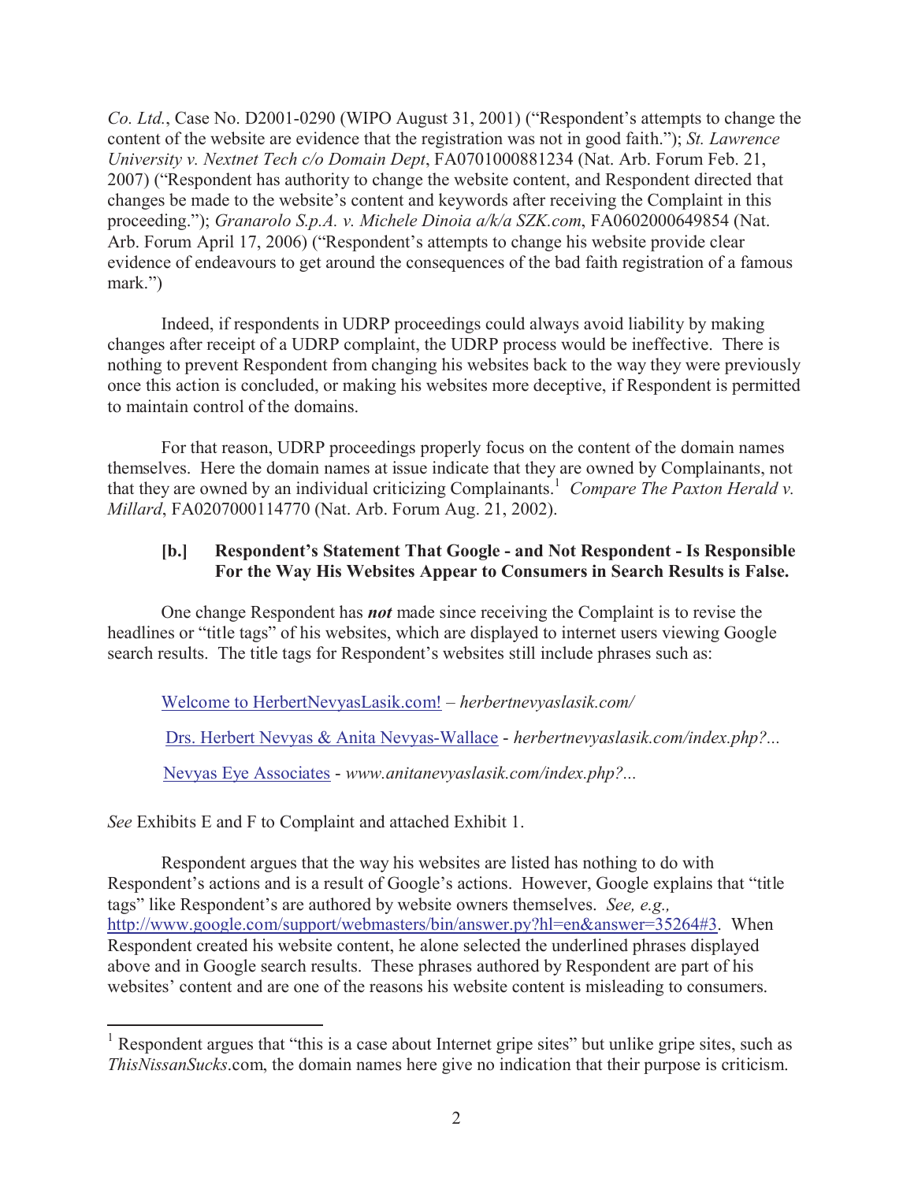*Co. Ltd.*, Case No. D2001-0290 (WIPO August 31, 2001) ("Respondent's attempts to change the content of the website are evidence that the registration was not in good faith."); *St. Lawrence University v. Nextnet Tech c/o Domain Dept*, FA0701000881234 (Nat. Arb. Forum Feb. 21, 2007) ("Respondent has authority to change the website content, and Respondent directed that changes be made to the website's content and keywords after receiving the Complaint in this proceeding."); *Granarolo S.p.A. v. Michele Dinoia a/k/a SZK.com*, FA0602000649854 (Nat. Arb. Forum April 17, 2006) ("Respondent's attempts to change his website provide clear evidence of endeavours to get around the consequences of the bad faith registration of a famous mark.")

Indeed, if respondents in UDRP proceedings could always avoid liability by making changes after receipt of a UDRP complaint, the UDRP process would be ineffective. There is nothing to prevent Respondent from changing his websites back to the way they were previously once this action is concluded, or making his websites more deceptive, if Respondent is permitted to maintain control of the domains.

For that reason, UDRP proceedings properly focus on the content of the domain names themselves. Here the domain names at issue indicate that they are owned by Complainants, not that they are owned by an individual criticizing Complainants.[1] *Compare The Paxton Herald v. Millard*, FA0207000114770 (Nat. Arb. Forum Aug. 21, 2002).

### [b.] Respondent's Statement That Google - and Not Respondent - Is Responsible For the Way His Websites Appear to Consumers in Search Results is False.

One change Respondent has ***not*** made since receiving the Complaint is to revise the headlines or "title tags" of his websites, which are displayed to internet users viewing Google search results. The title tags for Respondent's websites still include phrases such as:

Welcome to HerbertNevyasLasik.com! – *herbertnevyaslasik.com/*

Drs. Herbert Nevyas & Anita Nevyas-Wallace - *herbertnevyaslasik.com/index.php?...*

Nevyas Eye Associates - *www.anitanevyaslasik.com/index.php?...*

*See* Exhibits E and F to Complaint and attached Exhibit 1.

Respondent argues that the way his websites are listed has nothing to do with Respondent's actions and is a result of Google's actions. However, Google explains that "title tags" like Respondent's are authored by website owners themselves. *See, e.g.,* http://www.google.com/support/webmasters/bin/answer.py?hl=en&answer=35264#3. When Respondent created his website content, he alone selected the underlined phrases displayed above and in Google search results. These phrases authored by Respondent are part of his websites' content and are one of the reasons his website content is misleading to consumers.

---

[1] Respondent argues that "this is a case about Internet gripe sites" but unlike gripe sites, such as *ThisNissanSucks*.com, the domain names here give no indication that their purpose is criticism.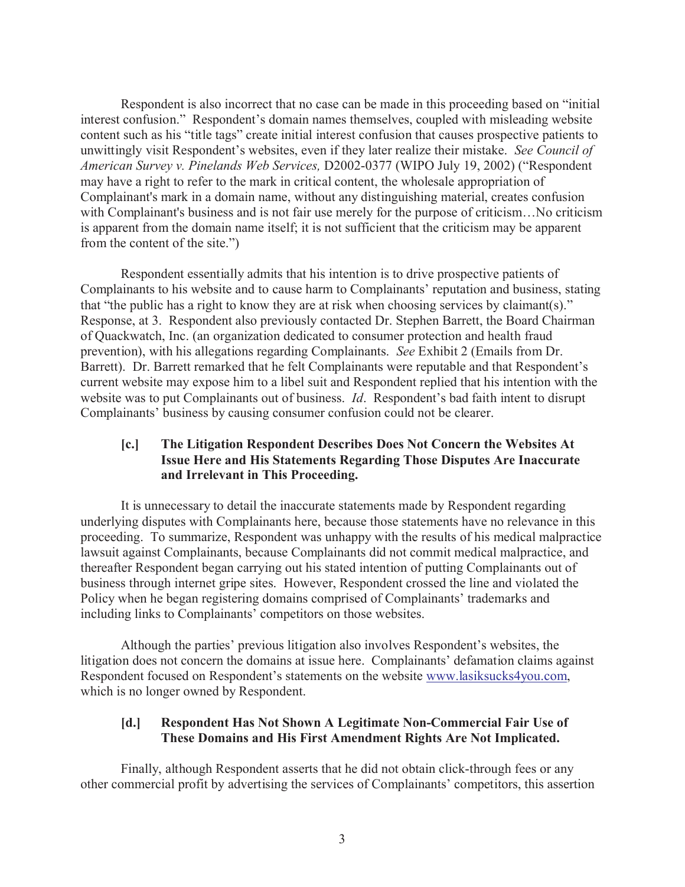Respondent is also incorrect that no case can be made in this proceeding based on "initial interest confusion." Respondent's domain names themselves, coupled with misleading website content such as his "title tags" create initial interest confusion that causes prospective patients to unwittingly visit Respondent's websites, even if they later realize their mistake. *See Council of American Survey v. Pinelands Web Services,* D2002-0377 (WIPO July 19, 2002) ("Respondent may have a right to refer to the mark in critical content, the wholesale appropriation of Complainant's mark in a domain name, without any distinguishing material, creates confusion with Complainant's business and is not fair use merely for the purpose of criticism…No criticism is apparent from the domain name itself; it is not sufficient that the criticism may be apparent from the content of the site.")

Respondent essentially admits that his intention is to drive prospective patients of Complainants to his website and to cause harm to Complainants' reputation and business, stating that "the public has a right to know they are at risk when choosing services by claimant(s)." Response, at 3. Respondent also previously contacted Dr. Stephen Barrett, the Board Chairman of Quackwatch, Inc. (an organization dedicated to consumer protection and health fraud prevention), with his allegations regarding Complainants. *See* Exhibit 2 (Emails from Dr. Barrett). Dr. Barrett remarked that he felt Complainants were reputable and that Respondent's current website may expose him to a libel suit and Respondent replied that his intention with the website was to put Complainants out of business. *Id*. Respondent's bad faith intent to disrupt Complainants' business by causing consumer confusion could not be clearer.

### [c.] The Litigation Respondent Describes Does Not Concern the Websites At Issue Here and His Statements Regarding Those Disputes Are Inaccurate and Irrelevant in This Proceeding.

It is unnecessary to detail the inaccurate statements made by Respondent regarding underlying disputes with Complainants here, because those statements have no relevance in this proceeding. To summarize, Respondent was unhappy with the results of his medical malpractice lawsuit against Complainants, because Complainants did not commit medical malpractice, and thereafter Respondent began carrying out his stated intention of putting Complainants out of business through internet gripe sites. However, Respondent crossed the line and violated the Policy when he began registering domains comprised of Complainants' trademarks and including links to Complainants' competitors on those websites.

Although the parties' previous litigation also involves Respondent's websites, the litigation does not concern the domains at issue here. Complainants' defamation claims against Respondent focused on Respondent's statements on the website www.lasiksucks4you.com, which is no longer owned by Respondent.

### [d.] Respondent Has Not Shown A Legitimate Non-Commercial Fair Use of These Domains and His First Amendment Rights Are Not Implicated.

Finally, although Respondent asserts that he did not obtain click-through fees or any other commercial profit by advertising the services of Complainants' competitors, this assertion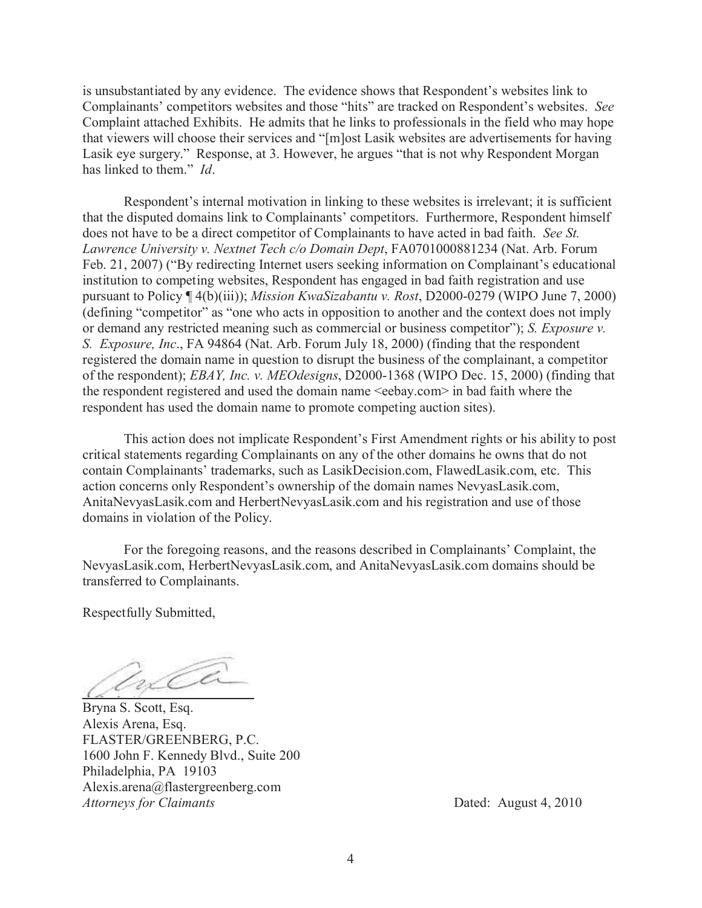is unsubstantiated by any evidence. The evidence shows that Respondent's websites link to Complainants' competitors websites and those "hits" are tracked on Respondent's websites. *See* Complaint attached Exhibits. He admits that he links to professionals in the field who may hope that viewers will choose their services and "[m]ost Lasik websites are advertisements for having Lasik eye surgery." Response, at 3. However, he argues "that is not why Respondent Morgan has linked to them." *Id*.

Respondent's internal motivation in linking to these websites is irrelevant; it is sufficient that the disputed domains link to Complainants' competitors. Furthermore, Respondent himself does not have to be a direct competitor of Complainants to have acted in bad faith. *See St. Lawrence University v. Nextnet Tech c/o Domain Dept*, FA0701000881234 (Nat. Arb. Forum Feb. 21, 2007) ("By redirecting Internet users seeking information on Complainant's educational institution to competing websites, Respondent has engaged in bad faith registration and use pursuant to Policy ¶ 4(b)(iii)); *Mission KwaSizabantu v. Rost*, D2000-0279 (WIPO June 7, 2000) (defining "competitor" as "one who acts in opposition to another and the context does not imply or demand any restricted meaning such as commercial or business competitor"); *S. Exposure v. S. Exposure, Inc*., FA 94864 (Nat. Arb. Forum July 18, 2000) (finding that the respondent registered the domain name in question to disrupt the business of the complainant, a competitor of the respondent); *EBAY, Inc. v. MEOdesigns*, D2000-1368 (WIPO Dec. 15, 2000) (finding that the respondent registered and used the domain name <eebay.com> in bad faith where the respondent has used the domain name to promote competing auction sites).

This action does not implicate Respondent's First Amendment rights or his ability to post critical statements regarding Complainants on any of the other domains he owns that do not contain Complainants' trademarks, such as LasikDecision.com, FlawedLasik.com, etc. This action concerns only Respondent's ownership of the domain names NevyasLasik.com, AnitaNevyasLasik.com and HerbertNevyasLasik.com and his registration and use of those domains in violation of the Policy.

For the foregoing reasons, and the reasons described in Complainants' Complaint, the NevyasLasik.com, HerbertNevyasLasik.com, and AnitaNevyasLasik.com domains should be transferred to Complainants.

Respectfully Submitted,

Bryna S. Scott, Esq.
Alexis Arena, Esq.
FLASTER/GREENBERG, P.C.
1600 John F. Kennedy Blvd., Suite 200
Philadelphia, PA 19103
Alexis.arena@flastergreenberg.com
*Attorneys for Claimants*

Dated: August 4, 2010